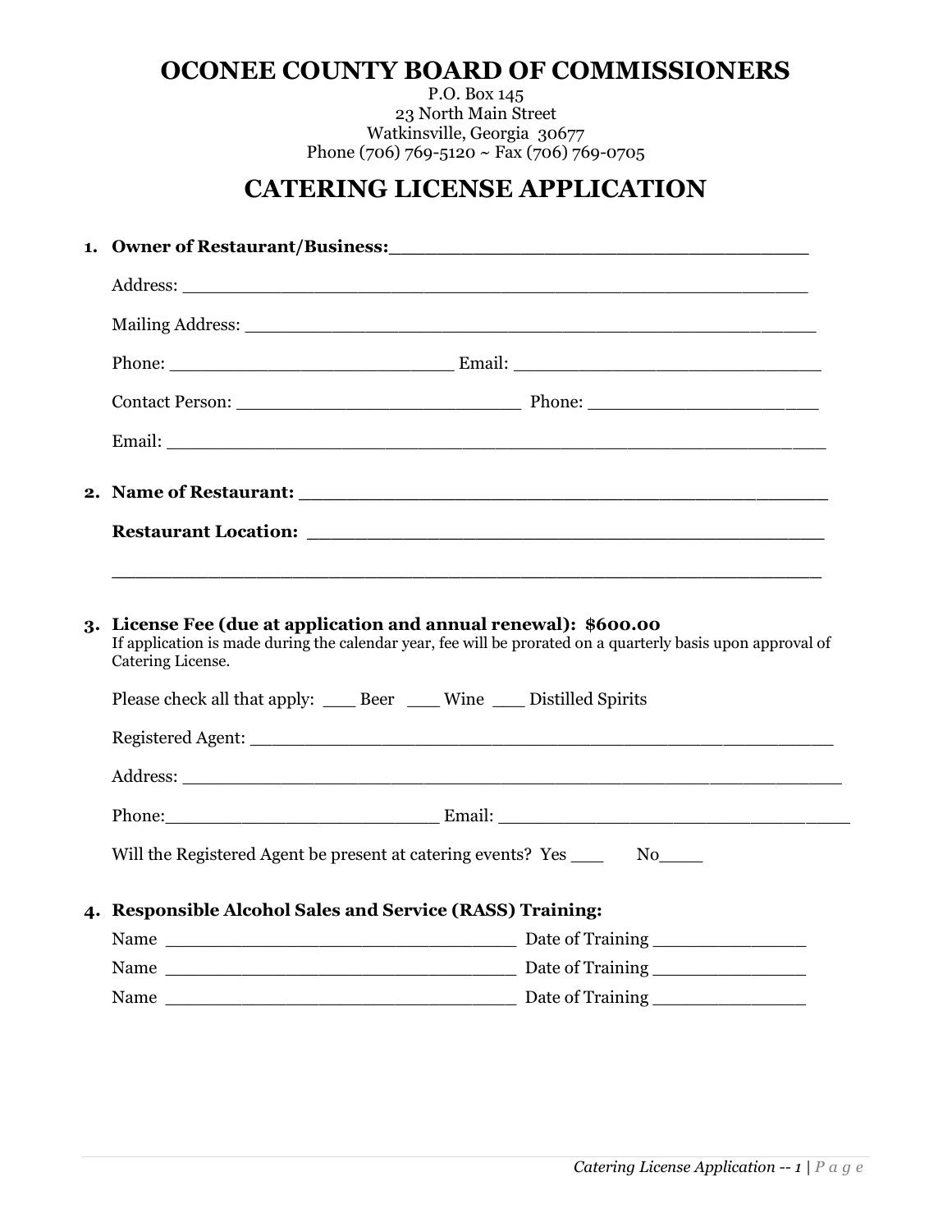# OCONEE COUNTY BOARD OF COMMISSIONERS

P.O. Box 145
23 North Main Street
Watkinsville, Georgia 30677
Phone (706) 769-5120 ~ Fax (706) 769-0705

## CATERING LICENSE APPLICATION

1. **Owner of Restaurant/Business:**___________________________________

   Address: ______________________________________________________

   Mailing Address: ________________________________________________

   Phone: __________________________ Email: ____________________________

   Contact Person: __________________________ Phone: _____________________

   Email: ___________________________________________________________

2. **Name of Restaurant:** ___________________________________________

   **Restaurant Location:** ___________________________________________

   ___________________________________________________________________

3. **License Fee (due at application and annual renewal): $600.00**
   If application is made during the calendar year, fee will be prorated on a quarterly basis upon approval of Catering License.

   Please check all that apply: ___ Beer ___ Wine ___ Distilled Spirits

   Registered Agent: _________________________________________________

   Address: _________________________________________________________

   Phone:_________________________ Email: _____________________________

   Will the Registered Agent be present at catering events? Yes ___ No____

4. **Responsible Alcohol Sales and Service (RASS) Training:**

   Name _________________________________ Date of Training ______________

   Name _________________________________ Date of Training ______________

   Name _________________________________ Date of Training ______________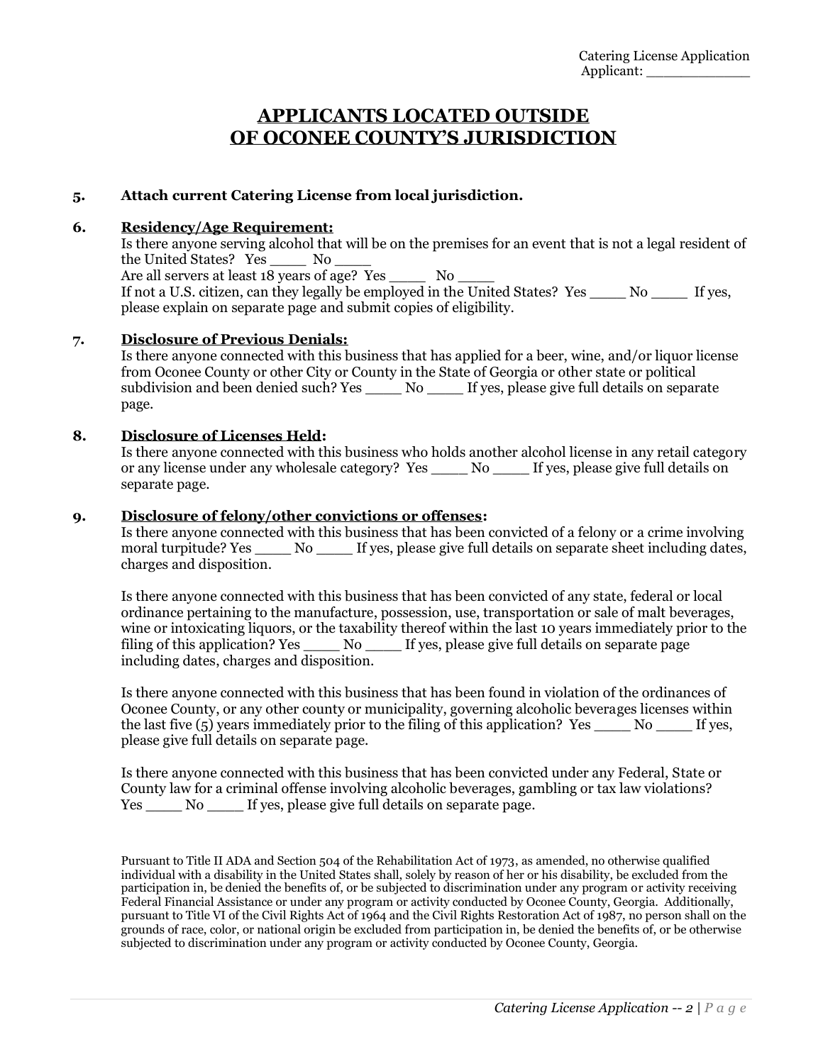# APPLICANTS LOCATED OUTSIDE OF OCONEE COUNTY'S JURISDICTION

**5. Attach current Catering License from local jurisdiction.**

**6. Residency/Age Requirement:**

Is there anyone serving alcohol that will be on the premises for an event that is not a legal resident of the United States? Yes ____ No ____

Are all servers at least 18 years of age? Yes ____ No ____

If not a U.S. citizen, can they legally be employed in the United States? Yes ____ No ____ If yes, please explain on separate page and submit copies of eligibility.

**7. Disclosure of Previous Denials:**

Is there anyone connected with this business that has applied for a beer, wine, and/or liquor license from Oconee County or other City or County in the State of Georgia or other state or political subdivision and been denied such? Yes ____ No ____ If yes, please give full details on separate page.

**8. Disclosure of Licenses Held:**

Is there anyone connected with this business who holds another alcohol license in any retail category or any license under any wholesale category? Yes ____ No ____ If yes, please give full details on separate page.

**9. Disclosure of felony/other convictions or offenses:**

Is there anyone connected with this business that has been convicted of a felony or a crime involving moral turpitude? Yes ____ No ____ If yes, please give full details on separate sheet including dates, charges and disposition.

Is there anyone connected with this business that has been convicted of any state, federal or local ordinance pertaining to the manufacture, possession, use, transportation or sale of malt beverages, wine or intoxicating liquors, or the taxability thereof within the last 10 years immediately prior to the filing of this application? Yes ____ No ____ If yes, please give full details on separate page including dates, charges and disposition.

Is there anyone connected with this business that has been found in violation of the ordinances of Oconee County, or any other county or municipality, governing alcoholic beverages licenses within the last five (5) years immediately prior to the filing of this application? Yes ____ No ____ If yes, please give full details on separate page.

Is there anyone connected with this business that has been convicted under any Federal, State or County law for a criminal offense involving alcoholic beverages, gambling or tax law violations? Yes ____ No ____ If yes, please give full details on separate page.

Pursuant to Title II ADA and Section 504 of the Rehabilitation Act of 1973, as amended, no otherwise qualified individual with a disability in the United States shall, solely by reason of her or his disability, be excluded from the participation in, be denied the benefits of, or be subjected to discrimination under any program or activity receiving Federal Financial Assistance or under any program or activity conducted by Oconee County, Georgia. Additionally, pursuant to Title VI of the Civil Rights Act of 1964 and the Civil Rights Restoration Act of 1987, no person shall on the grounds of race, color, or national origin be excluded from participation in, be denied the benefits of, or be otherwise subjected to discrimination under any program or activity conducted by Oconee County, Georgia.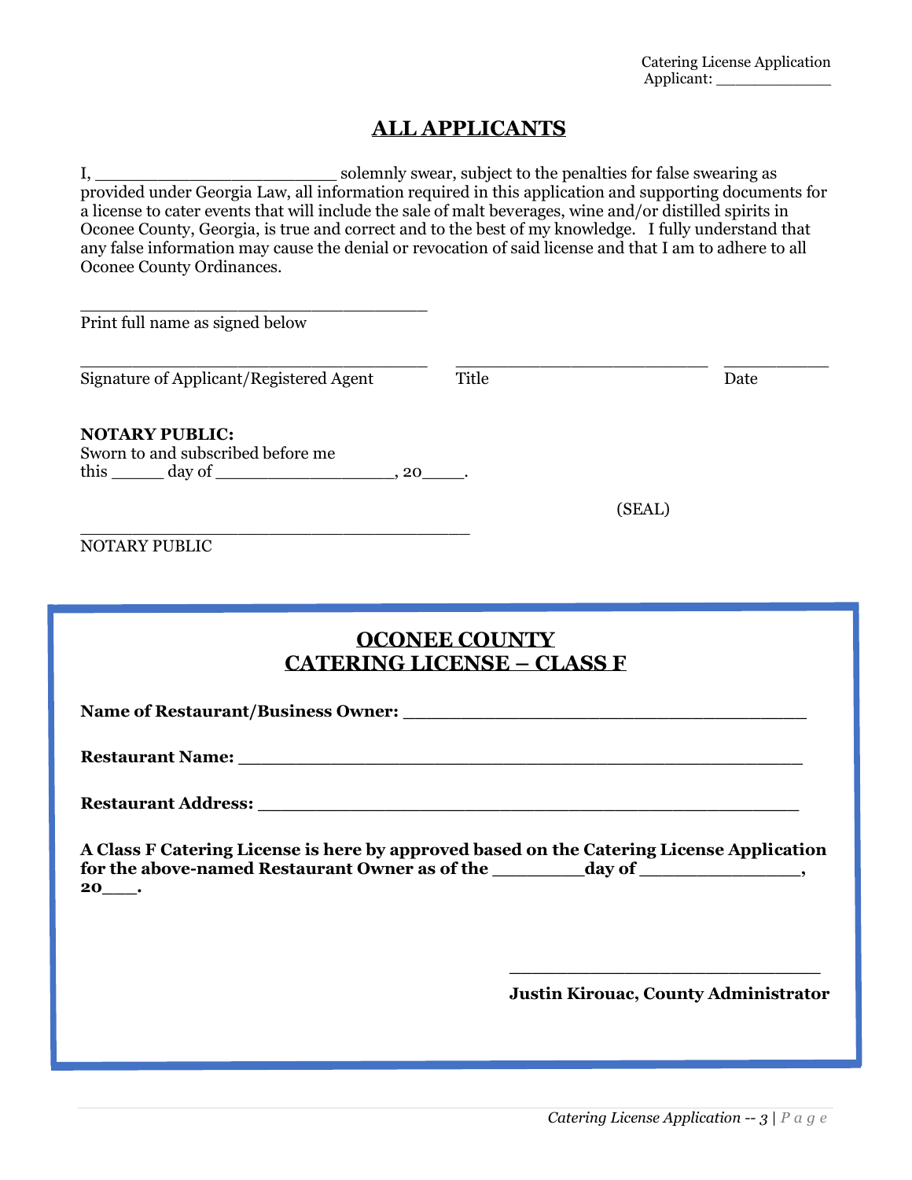# ALL APPLICANTS

I, _______________________ solemnly swear, subject to the penalties for false swearing as provided under Georgia Law, all information required in this application and supporting documents for a license to cater events that will include the sale of malt beverages, wine and/or distilled spirits in Oconee County, Georgia, is true and correct and to the best of my knowledge. I fully understand that any false information may cause the denial or revocation of said license and that I am to adhere to all Oconee County Ordinances.

___________________________________
Print full name as signed below

___________________________________ &nbsp;&nbsp; _________________________ &nbsp;&nbsp; __________
Signature of Applicant/Registered Agent &nbsp;&nbsp; Title &nbsp;&nbsp; Date

**NOTARY PUBLIC:**
Sworn to and subscribed before me
this _____ day of _________________, 20____.

(SEAL)

_______________________________________
NOTARY PUBLIC

## OCONEE COUNTY
## CATERING LICENSE – CLASS F

**Name of Restaurant/Business Owner: ______________________________________**

**Restaurant Name: _______________________________________________________**

**Restaurant Address: _____________________________________________________**

**A Class F Catering License is here by approved based on the Catering License Application for the above-named Restaurant Owner as of the ________day of _______________, 20___.**

_______________________________
**Justin Kirouac, County Administrator**